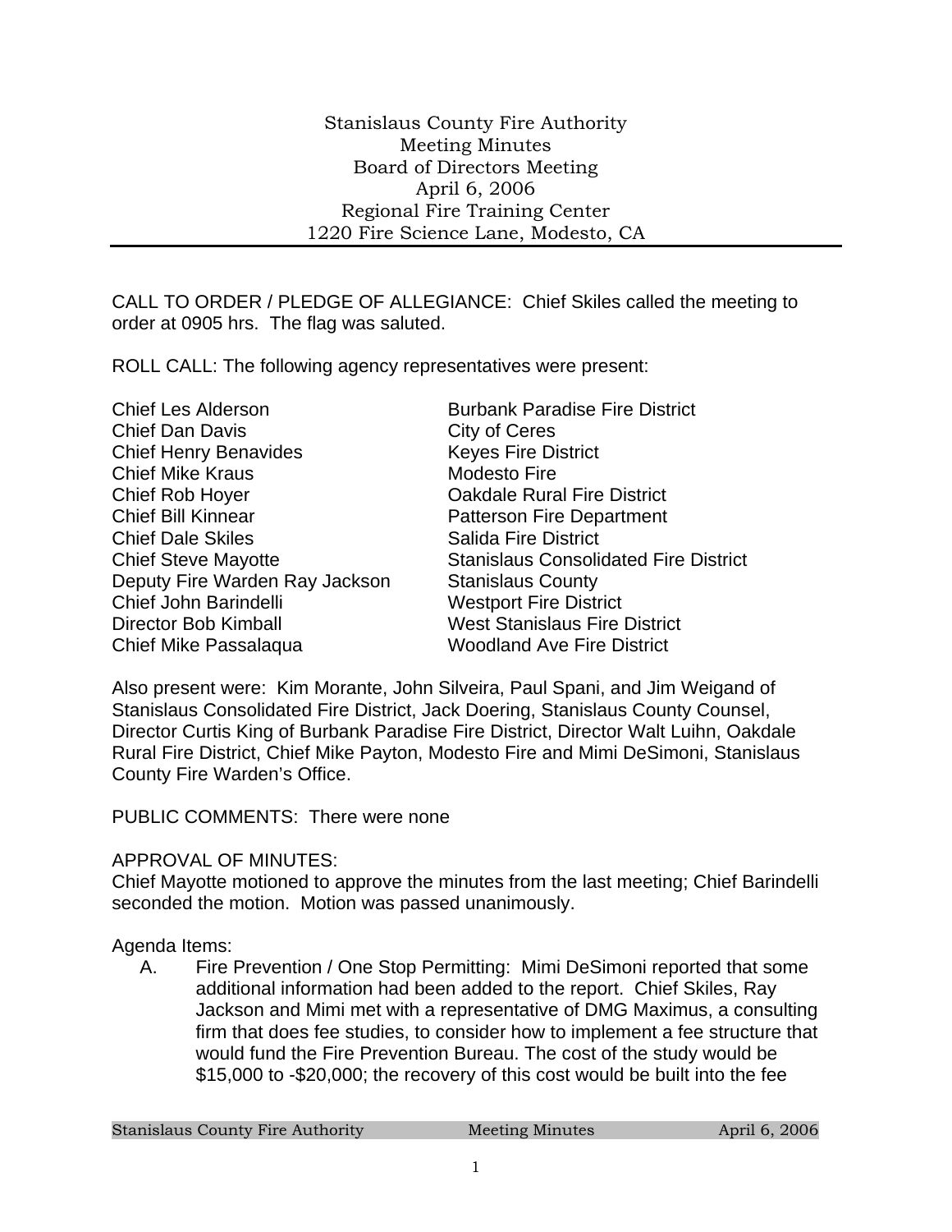Stanislaus County Fire Authority
Meeting Minutes
Board of Directors Meeting
April 6, 2006
Regional Fire Training Center
1220 Fire Science Lane, Modesto, CA

---

CALL TO ORDER / PLEDGE OF ALLEGIANCE: Chief Skiles called the meeting to order at 0905 hrs. The flag was saluted.

ROLL CALL: The following agency representatives were present:

| | |
|---|---|
| Chief Les Alderson | Burbank Paradise Fire District |
| Chief Dan Davis | City of Ceres |
| Chief Henry Benavides | Keyes Fire District |
| Chief Mike Kraus | Modesto Fire |
| Chief Rob Hoyer | Oakdale Rural Fire District |
| Chief Bill Kinnear | Patterson Fire Department |
| Chief Dale Skiles | Salida Fire District |
| Chief Steve Mayotte | Stanislaus Consolidated Fire District |
| Deputy Fire Warden Ray Jackson | Stanislaus County |
| Chief John Barindelli | Westport Fire District |
| Director Bob Kimball | West Stanislaus Fire District |
| Chief Mike Passalaqua | Woodland Ave Fire District |

Also present were: Kim Morante, John Silveira, Paul Spani, and Jim Weigand of Stanislaus Consolidated Fire District, Jack Doering, Stanislaus County Counsel, Director Curtis King of Burbank Paradise Fire District, Director Walt Luihn, Oakdale Rural Fire District, Chief Mike Payton, Modesto Fire and Mimi DeSimoni, Stanislaus County Fire Warden's Office.

PUBLIC COMMENTS: There were none

APPROVAL OF MINUTES:
Chief Mayotte motioned to approve the minutes from the last meeting; Chief Barindelli seconded the motion. Motion was passed unanimously.

Agenda Items:

A. Fire Prevention / One Stop Permitting: Mimi DeSimoni reported that some additional information had been added to the report. Chief Skiles, Ray Jackson and Mimi met with a representative of DMG Maximus, a consulting firm that does fee studies, to consider how to implement a fee structure that would fund the Fire Prevention Bureau. The cost of the study would be $15,000 to -$20,000; the recovery of this cost would be built into the fee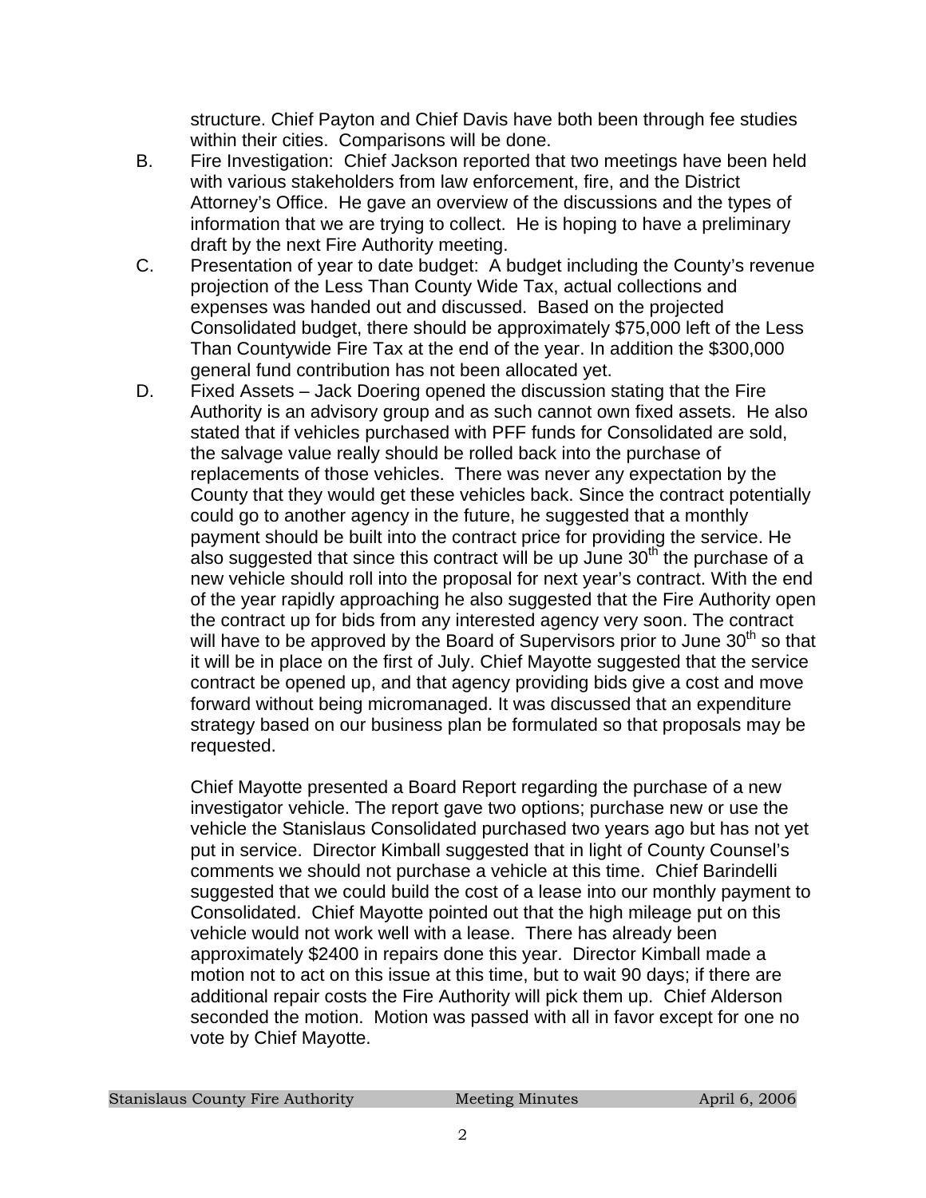structure. Chief Payton and Chief Davis have both been through fee studies within their cities. Comparisons will be done.

B. Fire Investigation: Chief Jackson reported that two meetings have been held with various stakeholders from law enforcement, fire, and the District Attorney's Office. He gave an overview of the discussions and the types of information that we are trying to collect. He is hoping to have a preliminary draft by the next Fire Authority meeting.

C. Presentation of year to date budget: A budget including the County's revenue projection of the Less Than County Wide Tax, actual collections and expenses was handed out and discussed. Based on the projected Consolidated budget, there should be approximately $75,000 left of the Less Than Countywide Fire Tax at the end of the year. In addition the $300,000 general fund contribution has not been allocated yet.

D. Fixed Assets – Jack Doering opened the discussion stating that the Fire Authority is an advisory group and as such cannot own fixed assets. He also stated that if vehicles purchased with PFF funds for Consolidated are sold, the salvage value really should be rolled back into the purchase of replacements of those vehicles. There was never any expectation by the County that they would get these vehicles back. Since the contract potentially could go to another agency in the future, he suggested that a monthly payment should be built into the contract price for providing the service. He also suggested that since this contract will be up June 30th the purchase of a new vehicle should roll into the proposal for next year's contract. With the end of the year rapidly approaching he also suggested that the Fire Authority open the contract up for bids from any interested agency very soon. The contract will have to be approved by the Board of Supervisors prior to June 30th so that it will be in place on the first of July. Chief Mayotte suggested that the service contract be opened up, and that agency providing bids give a cost and move forward without being micromanaged. It was discussed that an expenditure strategy based on our business plan be formulated so that proposals may be requested.

   Chief Mayotte presented a Board Report regarding the purchase of a new investigator vehicle. The report gave two options; purchase new or use the vehicle the Stanislaus Consolidated purchased two years ago but has not yet put in service. Director Kimball suggested that in light of County Counsel's comments we should not purchase a vehicle at this time. Chief Barindelli suggested that we could build the cost of a lease into our monthly payment to Consolidated. Chief Mayotte pointed out that the high mileage put on this vehicle would not work well with a lease. There has already been approximately $2400 in repairs done this year. Director Kimball made a motion not to act on this issue at this time, but to wait 90 days; if there are additional repair costs the Fire Authority will pick them up. Chief Alderson seconded the motion. Motion was passed with all in favor except for one no vote by Chief Mayotte.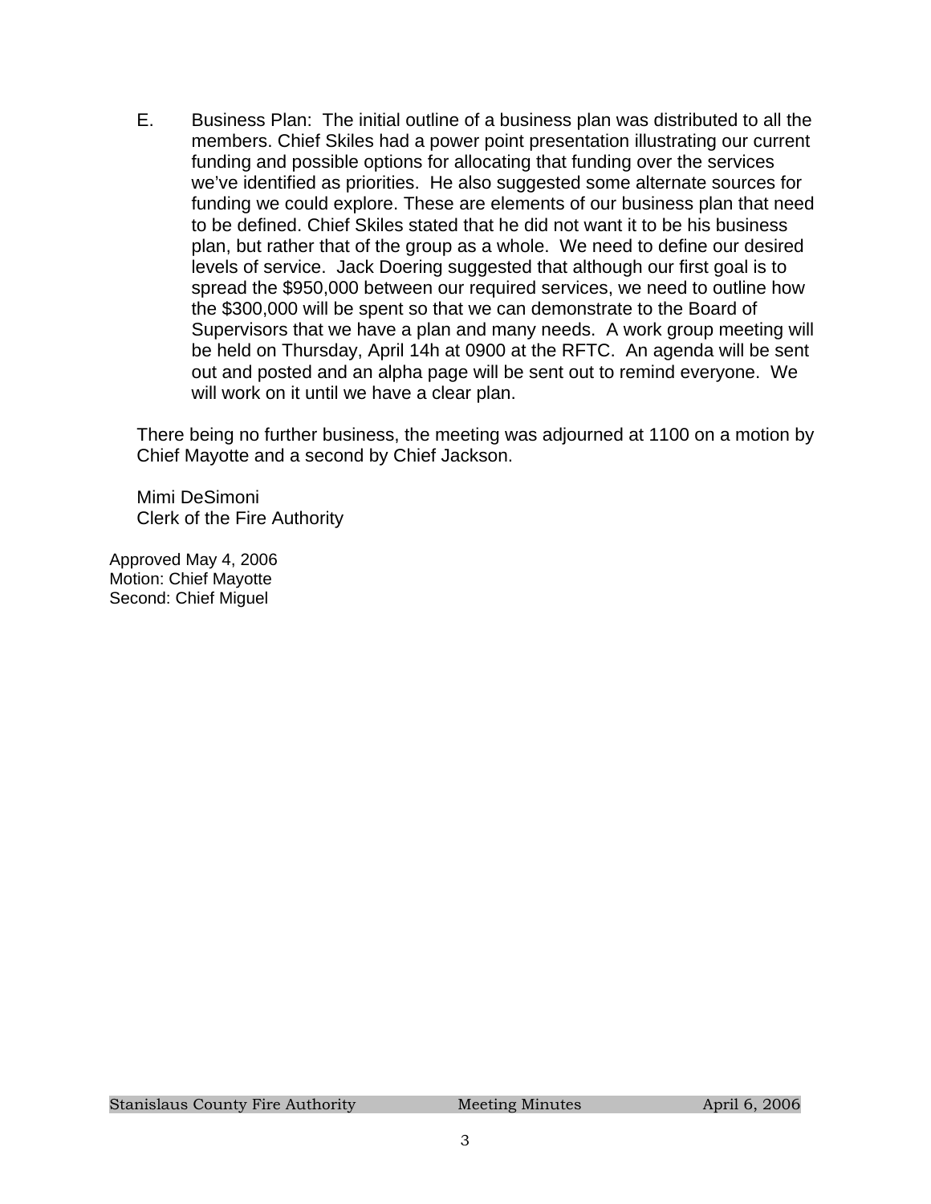E. Business Plan: The initial outline of a business plan was distributed to all the members. Chief Skiles had a power point presentation illustrating our current funding and possible options for allocating that funding over the services we've identified as priorities. He also suggested some alternate sources for funding we could explore. These are elements of our business plan that need to be defined. Chief Skiles stated that he did not want it to be his business plan, but rather that of the group as a whole. We need to define our desired levels of service. Jack Doering suggested that although our first goal is to spread the $950,000 between our required services, we need to outline how the $300,000 will be spent so that we can demonstrate to the Board of Supervisors that we have a plan and many needs. A work group meeting will be held on Thursday, April 14h at 0900 at the RFTC. An agenda will be sent out and posted and an alpha page will be sent out to remind everyone. We will work on it until we have a clear plan.

There being no further business, the meeting was adjourned at 1100 on a motion by Chief Mayotte and a second by Chief Jackson.

Mimi DeSimoni
Clerk of the Fire Authority

Approved May 4, 2006
Motion: Chief Mayotte
Second: Chief Miguel